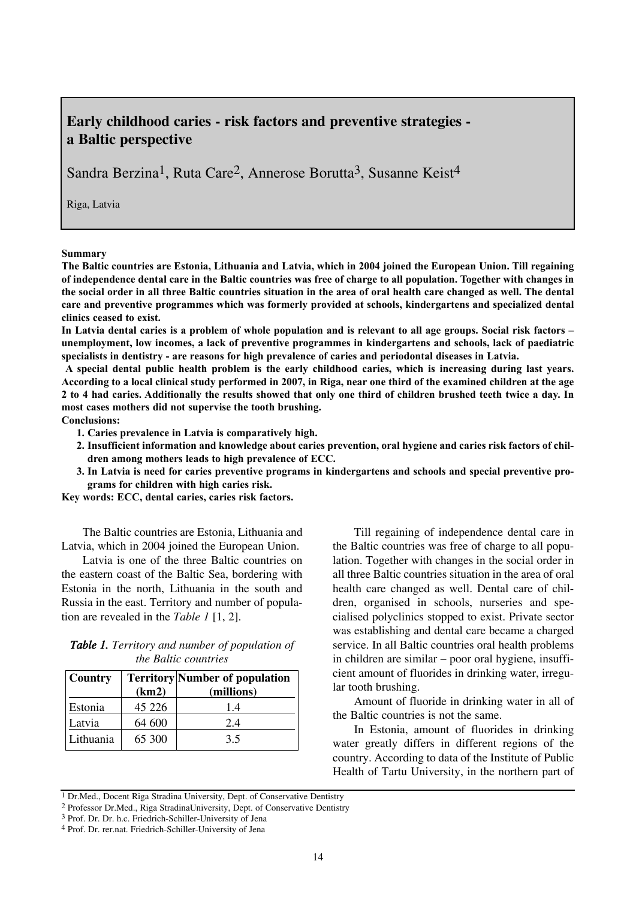# Early childhood caries - risk factors and preventive strategies - a Baltic perspective

Sandra Berzina[1], Ruta Care[2], Annerose Borutta[3], Susanne Keist[4]

Riga, Latvia

**Summary**

**The Baltic countries are Estonia, Lithuania and Latvia, which in 2004 joined the European Union. Till regaining of independence dental care in the Baltic countries was free of charge to all population. Together with changes in the social order in all three Baltic countries situation in the area of oral health care changed as well. The dental care and preventive programmes which was formerly provided at schools, kindergartens and specialized dental clinics ceased to exist.**

**In Latvia dental caries is a problem of whole population and is relevant to all age groups. Social risk factors – unemployment, low incomes, a lack of preventive programmes in kindergartens and schools, lack of paediatric specialists in dentistry - are reasons for high prevalence of caries and periodontal diseases in Latvia.**

**A special dental public health problem is the early childhood caries, which is increasing during last years. According to a local clinical study performed in 2007, in Riga, near one third of the examined children at the age 2 to 4 had caries. Additionally the results showed that only one third of children brushed teeth twice a day. In most cases mothers did not supervise the tooth brushing.**

**Conclusions:**

1. **Caries prevalence in Latvia is comparatively high.**
2. **Insufficient information and knowledge about caries prevention, oral hygiene and caries risk factors of children among mothers leads to high prevalence of ECC.**
3. **In Latvia is need for caries preventive programs in kindergartens and schools and special preventive programs for children with high caries risk.**

**Key words: ECC, dental caries, caries risk factors.**

The Baltic countries are Estonia, Lithuania and Latvia, which in 2004 joined the European Union.

Latvia is one of the three Baltic countries on the eastern coast of the Baltic Sea, bordering with Estonia in the north, Lithuania in the south and Russia in the east. Territory and number of population are revealed in the *Table 1* [1, 2].

***Table 1.*** *Territory and number of population of the Baltic countries*

| Country | Territory (km2) | Number of population (millions) |
|---|---|---|
| Estonia | 45 226 | 1.4 |
| Latvia | 64 600 | 2.4 |
| Lithuania | 65 300 | 3.5 |

Till regaining of independence dental care in the Baltic countries was free of charge to all population. Together with changes in the social order in all three Baltic countries situation in the area of oral health care changed as well. Dental care of children, organised in schools, nurseries and specialised polyclinics stopped to exist. Private sector was establishing and dental care became a charged service. In all Baltic countries oral health problems in children are similar – poor oral hygiene, insufficient amount of fluorides in drinking water, irregular tooth brushing.

Amount of fluoride in drinking water in all of the Baltic countries is not the same.

In Estonia, amount of fluorides in drinking water greatly differs in different regions of the country. According to data of the Institute of Public Health of Tartu University, in the northern part of

[1] Dr.Med., Docent Riga Stradina University, Dept. of Conservative Dentistry

[2] Professor Dr.Med., Riga StradinaUniversity, Dept. of Conservative Dentistry

[3] Prof. Dr. Dr. h.c. Friedrich-Schiller-University of Jena

[4] Prof. Dr. rer.nat. Friedrich-Schiller-University of Jena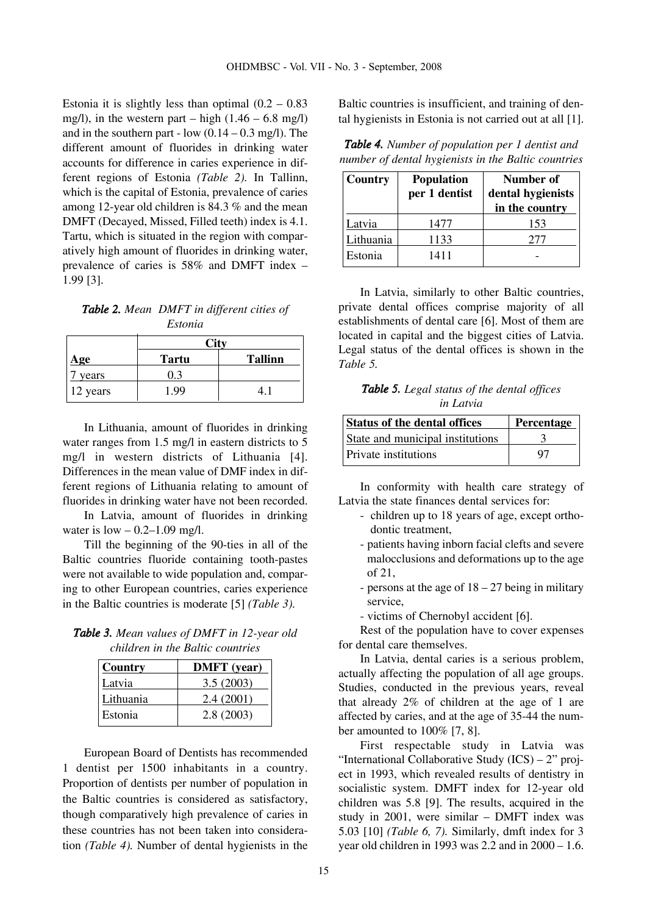Estonia it is slightly less than optimal (0.2 – 0.83 mg/l), in the western part – high (1.46 – 6.8 mg/l) and in the southern part - low (0.14 – 0.3 mg/l). The different amount of fluorides in drinking water accounts for difference in caries experience in different regions of Estonia *(Table 2).* In Tallinn, which is the capital of Estonia, prevalence of caries among 12-year old children is 84.3 % and the mean DMFT (Decayed, Missed, Filled teeth) index is 4.1. Tartu, which is situated in the region with comparatively high amount of fluorides in drinking water, prevalence of caries is 58% and DMFT index – 1.99 [3].

***Table 2.*** *Mean DMFT in different cities of Estonia*

| | City | |
|---|---|---|
| **Age** | **Tartu** | **Tallinn** |
| 7 years | 0.3 | |
| 12 years | 1.99 | 4.1 |

In Lithuania, amount of fluorides in drinking water ranges from 1.5 mg/l in eastern districts to 5 mg/l in western districts of Lithuania [4]. Differences in the mean value of DMF index in different regions of Lithuania relating to amount of fluorides in drinking water have not been recorded.

In Latvia, amount of fluorides in drinking water is low – 0.2–1.09 mg/l.

Till the beginning of the 90-ties in all of the Baltic countries fluoride containing tooth-pastes were not available to wide population and, comparing to other European countries, caries experience in the Baltic countries is moderate [5] *(Table 3).*

***Table 3.*** *Mean values of DMFT in 12-year old children in the Baltic countries*

| Country | DMFT (year) |
|---|---|
| Latvia | 3.5 (2003) |
| Lithuania | 2.4 (2001) |
| Estonia | 2.8 (2003) |

European Board of Dentists has recommended 1 dentist per 1500 inhabitants in a country. Proportion of dentists per number of population in the Baltic countries is considered as satisfactory, though comparatively high prevalence of caries in these countries has not been taken into consideration *(Table 4).* Number of dental hygienists in the Baltic countries is insufficient, and training of dental hygienists in Estonia is not carried out at all [1].

***Table 4.*** *Number of population per 1 dentist and number of dental hygienists in the Baltic countries*

| Country | Population per 1 dentist | Number of dental hygienists in the country |
|---|---|---|
| Latvia | 1477 | 153 |
| Lithuania | 1133 | 277 |
| Estonia | 1411 | - |

In Latvia, similarly to other Baltic countries, private dental offices comprise majority of all establishments of dental care [6]. Most of them are located in capital and the biggest cities of Latvia. Legal status of the dental offices is shown in the *Table 5.*

***Table 5.*** *Legal status of the dental offices in Latvia*

| Status of the dental offices | Percentage |
|---|---|
| State and municipal institutions | 3 |
| Private institutions | 97 |

In conformity with health care strategy of Latvia the state finances dental services for:

- children up to 18 years of age, except orthodontic treatment,
- patients having inborn facial clefts and severe malocclusions and deformations up to the age of 21,
- persons at the age of 18 – 27 being in military service,
- victims of Chernobyl accident [6].

Rest of the population have to cover expenses for dental care themselves.

In Latvia, dental caries is a serious problem, actually affecting the population of all age groups. Studies, conducted in the previous years, reveal that already 2% of children at the age of 1 are affected by caries, and at the age of 35-44 the number amounted to 100% [7, 8].

First respectable study in Latvia was "International Collaborative Study (ICS) – 2" project in 1993, which revealed results of dentistry in socialistic system. DMFT index for 12-year old children was 5.8 [9]. The results, acquired in the study in 2001, were similar – DMFT index was 5.03 [10] *(Table 6, 7).* Similarly, dmft index for 3 year old children in 1993 was 2.2 and in 2000 – 1.6.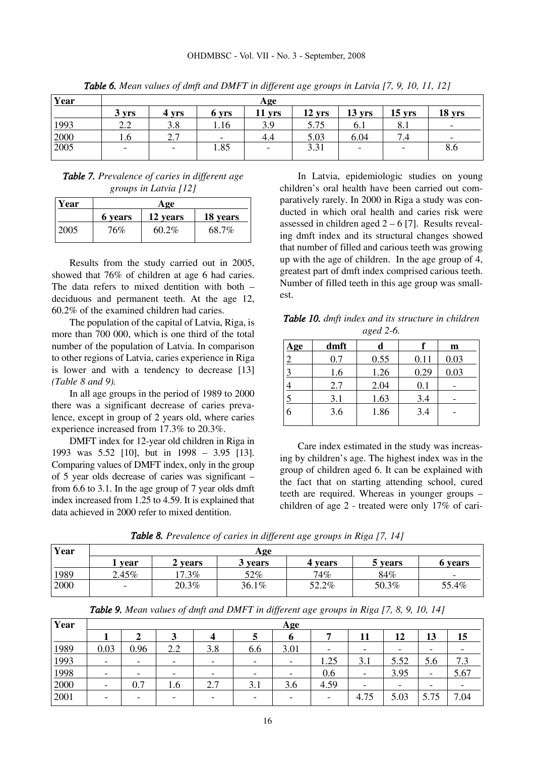*Table 6. Mean values of dmft and DMFT in different age groups in Latvia [7, 9, 10, 11, 12]*

| Year | Age | | | | | | | |
|---|---|---|---|---|---|---|---|---|
| | 3 yrs | 4 yrs | 6 yrs | 11 yrs | 12 yrs | 13 yrs | 15 yrs | 18 yrs |
| 1993 | 2.2 | 3.8 | 1.16 | 3.9 | 5.75 | 6.1 | 8.1 | - |
| 2000 | 1.6 | 2.7 | - | 4.4 | 5.03 | 6.04 | 7.4 | - |
| 2005 | - | - | 1.85 | - | 3.31 | - | - | 8.6 |

*Table 7. Prevalence of caries in different age groups in Latvia [12]*

| Year | Age | | |
|---|---|---|---|
| | 6 years | 12 years | 18 years |
| 2005 | 76% | 60.2% | 68.7% |

Results from the study carried out in 2005, showed that 76% of children at age 6 had caries. The data refers to mixed dentition with both – deciduous and permanent teeth. At the age 12, 60.2% of the examined children had caries.

The population of the capital of Latvia, Riga, is more than 700 000, which is one third of the total number of the population of Latvia. In comparison to other regions of Latvia, caries experience in Riga is lower and with a tendency to decrease [13] *(Table 8 and 9).*

In all age groups in the period of 1989 to 2000 there was a significant decrease of caries prevalence, except in group of 2 years old, where caries experience increased from 17.3% to 20.3%.

DMFT index for 12-year old children in Riga in 1993 was 5.52 [10], but in 1998 – 3.95 [13]. Comparing values of DMFT index, only in the group of 5 year olds decrease of caries was significant – from 6.6 to 3.1. In the age group of 7 year olds dmft index increased from 1.25 to 4.59. It is explained that data achieved in 2000 refer to mixed dentition.

In Latvia, epidemiologic studies on young children's oral health have been carried out comparatively rarely. In 2000 in Riga a study was conducted in which oral health and caries risk were assessed in children aged 2 – 6 [7]. Results revealing dmft index and its structural changes showed that number of filled and carious teeth was growing up with the age of children. In the age group of 4, greatest part of dmft index comprised carious teeth. Number of filled teeth in this age group was smallest.

*Table 10. dmft index and its structure in children aged 2-6.*

| Age | dmft | d | f | m |
|---|---|---|---|---|
| 2 | 0.7 | 0.55 | 0.11 | 0.03 |
| 3 | 1.6 | 1.26 | 0.29 | 0.03 |
| 4 | 2.7 | 2.04 | 0.1 | - |
| 5 | 3.1 | 1.63 | 3.4 | - |
| 6 | 3.6 | 1.86 | 3.4 | - |

Care index estimated in the study was increasing by children's age. The highest index was in the group of children aged 6. It can be explained with the fact that on starting attending school, cured teeth are required. Whereas in younger groups – children of age 2 - treated were only 17% of cari-

*Table 8. Prevalence of caries in different age groups in Riga [7, 14]*

| Year | Age | | | | | |
|---|---|---|---|---|---|---|
| | 1 year | 2 years | 3 years | 4 years | 5 years | 6 years |
| 1989 | 2.45% | 17.3% | 52% | 74% | 84% | - |
| 2000 | - | 20.3% | 36.1% | 52.2% | 50.3% | 55.4% |

*Table 9. Mean values of dmft and DMFT in different age groups in Riga [7, 8, 9, 10, 14]*

| Year | Age | | | | | | | | | | |
|---|---|---|---|---|---|---|---|---|---|---|---|
| | 1 | 2 | 3 | 4 | 5 | 6 | 7 | 11 | 12 | 13 | 15 |
| 1989 | 0.03 | 0.96 | 2.2 | 3.8 | 6.6 | 3.01 | - | - | - | - | - |
| 1993 | - | - | - | - | - | - | 1.25 | 3.1 | 5.52 | 5.6 | 7.3 |
| 1998 | - | - | - | - | - | - | 0.6 | - | 3.95 | - | 5.67 |
| 2000 | - | 0.7 | 1.6 | 2.7 | 3.1 | 3.6 | 4.59 | - | - | - | - |
| 2001 | - | - | - | - | - | - | - | 4.75 | 5.03 | 5.75 | 7.04 |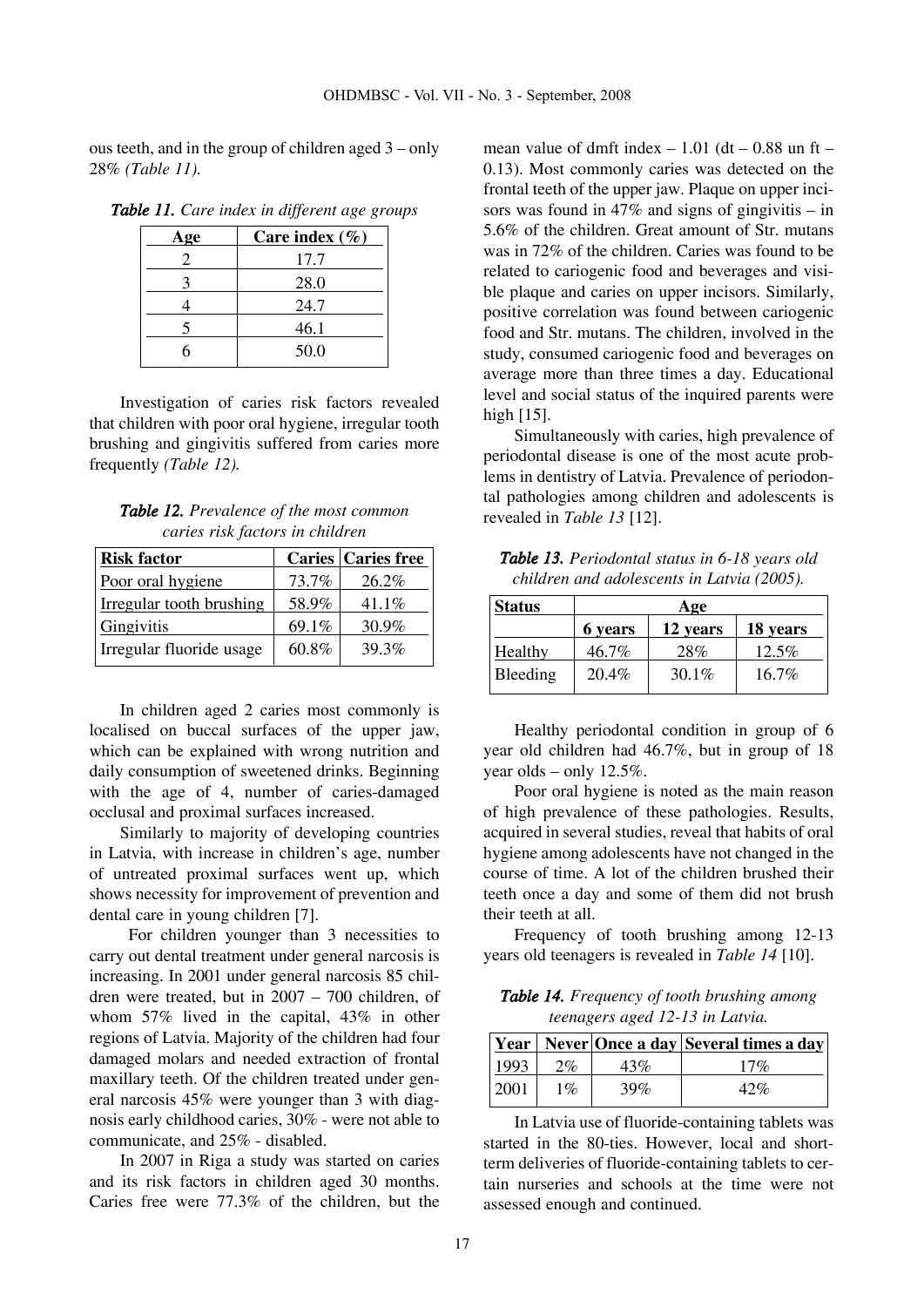ous teeth, and in the group of children aged 3 – only 28% *(Table 11).*

***Table 11.*** *Care index in different age groups*

| Age | Care index (%) |
|---|---|
| 2 | 17.7 |
| 3 | 28.0 |
| 4 | 24.7 |
| 5 | 46.1 |
| 6 | 50.0 |

Investigation of caries risk factors revealed that children with poor oral hygiene, irregular tooth brushing and gingivitis suffered from caries more frequently *(Table 12).*

***Table 12.*** *Prevalence of the most common caries risk factors in children*

| Risk factor | Caries | Caries free |
|---|---|---|
| Poor oral hygiene | 73.7% | 26.2% |
| Irregular tooth brushing | 58.9% | 41.1% |
| Gingivitis | 69.1% | 30.9% |
| Irregular fluoride usage | 60.8% | 39.3% |

In children aged 2 caries most commonly is localised on buccal surfaces of the upper jaw, which can be explained with wrong nutrition and daily consumption of sweetened drinks. Beginning with the age of 4, number of caries-damaged occlusal and proximal surfaces increased.

Similarly to majority of developing countries in Latvia, with increase in children's age, number of untreated proximal surfaces went up, which shows necessity for improvement of prevention and dental care in young children [7].

For children younger than 3 necessities to carry out dental treatment under general narcosis is increasing. In 2001 under general narcosis 85 children were treated, but in 2007 – 700 children, of whom 57% lived in the capital, 43% in other regions of Latvia. Majority of the children had four damaged molars and needed extraction of frontal maxillary teeth. Of the children treated under general narcosis 45% were younger than 3 with diagnosis early childhood caries, 30% - were not able to communicate, and 25% - disabled.

In 2007 in Riga a study was started on caries and its risk factors in children aged 30 months. Caries free were 77.3% of the children, but the mean value of dmft index – 1.01 (dt – 0.88 un ft – 0.13). Most commonly caries was detected on the frontal teeth of the upper jaw. Plaque on upper incisors was found in 47% and signs of gingivitis – in 5.6% of the children. Great amount of Str. mutans was in 72% of the children. Caries was found to be related to cariogenic food and beverages and visible plaque and caries on upper incisors. Similarly, positive correlation was found between cariogenic food and Str. mutans. The children, involved in the study, consumed cariogenic food and beverages on average more than three times a day. Educational level and social status of the inquired parents were high [15].

Simultaneously with caries, high prevalence of periodontal disease is one of the most acute problems in dentistry of Latvia. Prevalence of periodontal pathologies among children and adolescents is revealed in *Table 13* [12].

***Table 13.*** *Periodontal status in 6-18 years old children and adolescents in Latvia (2005).*

| Status | Age | | |
|---|---|---|---|
| | **6 years** | **12 years** | **18 years** |
| Healthy | 46.7% | 28% | 12.5% |
| Bleeding | 20.4% | 30.1% | 16.7% |

Healthy periodontal condition in group of 6 year old children had 46.7%, but in group of 18 year olds – only 12.5%.

Poor oral hygiene is noted as the main reason of high prevalence of these pathologies. Results, acquired in several studies, reveal that habits of oral hygiene among adolescents have not changed in the course of time. A lot of the children brushed their teeth once a day and some of them did not brush their teeth at all.

Frequency of tooth brushing among 12-13 years old teenagers is revealed in *Table 14* [10].

***Table 14.*** *Frequency of tooth brushing among teenagers aged 12-13 in Latvia.*

| Year | Never | Once a day | Several times a day |
|---|---|---|---|
| 1993 | 2% | 43% | 17% |
| 2001 | 1% | 39% | 42% |

In Latvia use of fluoride-containing tablets was started in the 80-ties. However, local and short-term deliveries of fluoride-containing tablets to certain nurseries and schools at the time were not assessed enough and continued.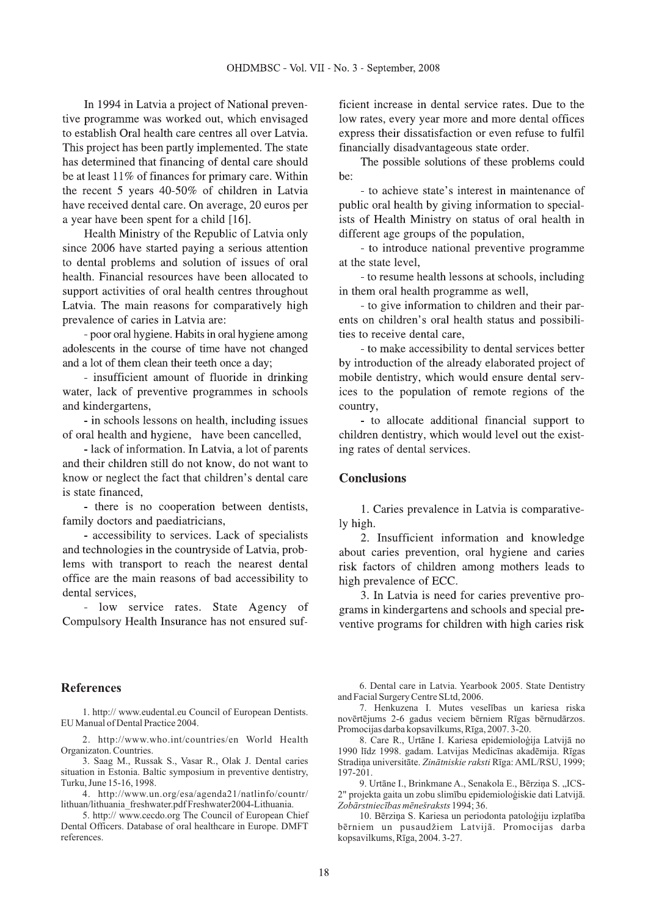In 1994 in Latvia a project of National preventive programme was worked out, which envisaged to establish Oral health care centres all over Latvia. This project has been partly implemented. The state has determined that financing of dental care should be at least 11% of finances for primary care. Within the recent 5 years 40-50% of children in Latvia have received dental care. On average, 20 euros per a year have been spent for a child [16].

Health Ministry of the Republic of Latvia only since 2006 have started paying a serious attention to dental problems and solution of issues of oral health. Financial resources have been allocated to support activities of oral health centres throughout Latvia. The main reasons for comparatively high prevalence of caries in Latvia are:

- poor oral hygiene. Habits in oral hygiene among adolescents in the course of time have not changed and a lot of them clean their teeth once a day;
- insufficient amount of fluoride in drinking water, lack of preventive programmes in schools and kindergartens,
- in schools lessons on health, including issues of oral health and hygiene, have been cancelled,
- lack of information. In Latvia, a lot of parents and their children still do not know, do not want to know or neglect the fact that children's dental care is state financed,
- there is no cooperation between dentists, family doctors and paediatricians,
- accessibility to services. Lack of specialists and technologies in the countryside of Latvia, problems with transport to reach the nearest dental office are the main reasons of bad accessibility to dental services,
- low service rates. State Agency of Compulsory Health Insurance has not ensured sufficient increase in dental service rates. Due to the low rates, every year more and more dental offices express their dissatisfaction or even refuse to fulfil financially disadvantageous state order.

The possible solutions of these problems could be:

- to achieve state's interest in maintenance of public oral health by giving information to specialists of Health Ministry on status of oral health in different age groups of the population,
- to introduce national preventive programme at the state level,
- to resume health lessons at schools, including in them oral health programme as well,
- to give information to children and their parents on children's oral health status and possibilities to receive dental care,
- to make accessibility to dental services better by introduction of the already elaborated project of mobile dentistry, which would ensure dental services to the population of remote regions of the country,
- to allocate additional financial support to children dentistry, which would level out the existing rates of dental services.

## Conclusions

1. Caries prevalence in Latvia is comparatively high.
2. Insufficient information and knowledge about caries prevention, oral hygiene and caries risk factors of children among mothers leads to high prevalence of ECC.
3. In Latvia is need for caries preventive programs in kindergartens and schools and special preventive programs for children with high caries risk

## References

1. http:// www.eudental.eu Council of European Dentists. EU Manual of Dental Practice 2004.
2. http://www.who.int/countries/en World Health Organizaton. Countries.
3. Saag M., Russak S., Vasar R., Olak J. Dental caries situation in Estonia. Baltic symposium in preventive dentistry, Turku, June 15-16, 1998.
4. http://www.un.org/esa/agenda21/natlinfo/countr/lithuan/lithuania_freshwater.pdf Freshwater2004-Lithuania.
5. http:// www.cecdo.org The Council of European Chief Dental Officers. Database of oral healthcare in Europe. DMFT references.
6. Dental care in Latvia. Yearbook 2005. State Dentistry and Facial Surgery Centre SLtd, 2006.
7. Henkuzena I. Mutes veselības un kariesa riska novērtējums 2-6 gadus veciem bērniem Rīgas bērnudārzos. Promocijas darba kopsavilkums, Rīga, 2007. 3-20.
8. Care R., Urtāne I. Kariesa epidemioloģija Latvijā no 1990 līdz 1998. gadam. Latvijas Medicīnas akadēmija. Rīgas Stradiņa universitāte. *Zinātniskie raksti* Rīga: AML/RSU, 1999; 197-201.
9. Urtāne I., Brinkmane A., Senakola E., Bērziņa S. „ICS-2" projekta gaita un zobu slimību epidemioloģiskie dati Latvijā. *Zobārstniecības mēnešraksts* 1994; 36.
10. Bērziņa S. Kariesa un periodonta patoloģiju izplatība bērniem un pusaudžiem Latvijā. Promocijas darba kopsavilkums, Rīga, 2004. 3-27.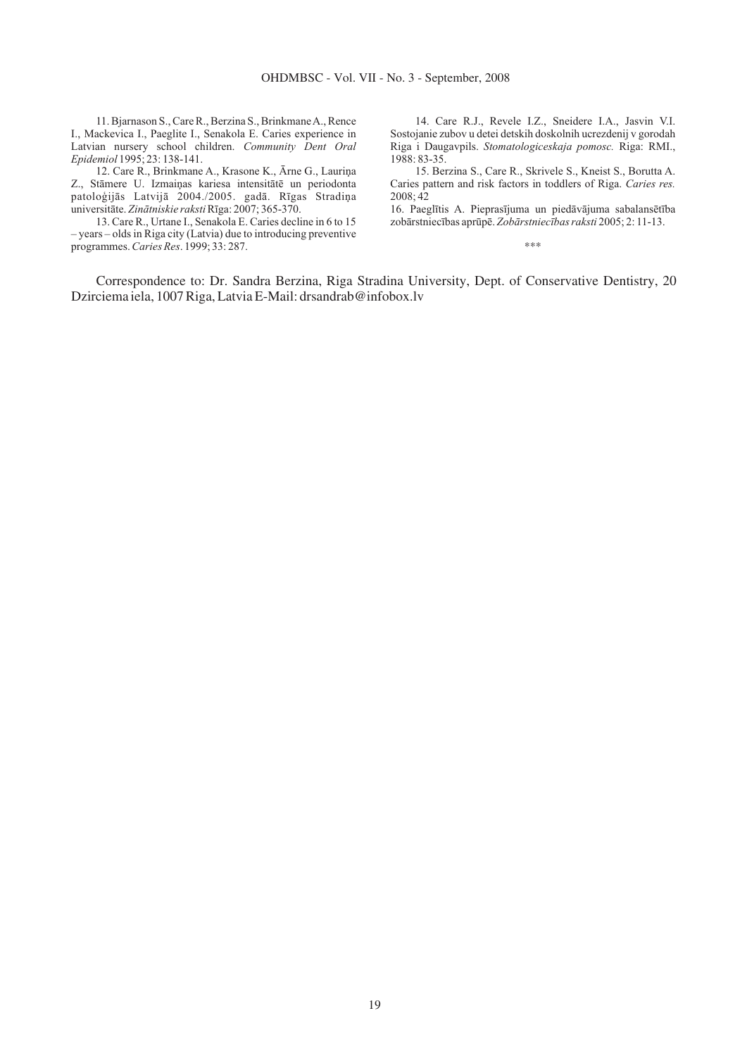11. Bjarnason S., Care R., Berzina S., Brinkmane A., Rence I., Mackevica I., Paeglite I., Senakola E. Caries experience in Latvian nursery school children. *Community Dent Oral Epidemiol* 1995; 23: 138-141.

12. Care R., Brinkmane A., Krasone K., Ārne G., Lauriņa Z., Stāmere U. Izmaiņas kariesa intensitātē un periodonta patoloģijās Latvijā 2004./2005. gadā. Rīgas Stradiņa universitāte. *Zinātniskie raksti* Rīga: 2007; 365-370.

13. Care R., Urtane I., Senakola E. Caries decline in 6 to 15 – years – olds in Riga city (Latvia) due to introducing preventive programmes. *Caries Res*. 1999; 33: 287.

14. Care R.J., Revele I.Z., Sneidere I.A., Jasvin V.I. Sostojanie zubov u detei detskih doskolnih ucrezdenij v gorodah Riga i Daugavpils. *Stomatologiceskaja pomosc.* Riga: RMI., 1988: 83-35.

15. Berzina S., Care R., Skrivele S., Kneist S., Borutta A. Caries pattern and risk factors in toddlers of Riga. *Caries res.* 2008; 42

16. Paeglītis A. Pieprasījuma un piedāvājuma sabalansētība zobārstniecības aprūpē. *Zobārstniecības raksti* 2005; 2: 11-13.

\*\*\*

Correspondence to: Dr. Sandra Berzina, Riga Stradina University, Dept. of Conservative Dentistry, 20 Dzirciema iela, 1007 Riga, Latvia E-Mail: drsandrab@infobox.lv